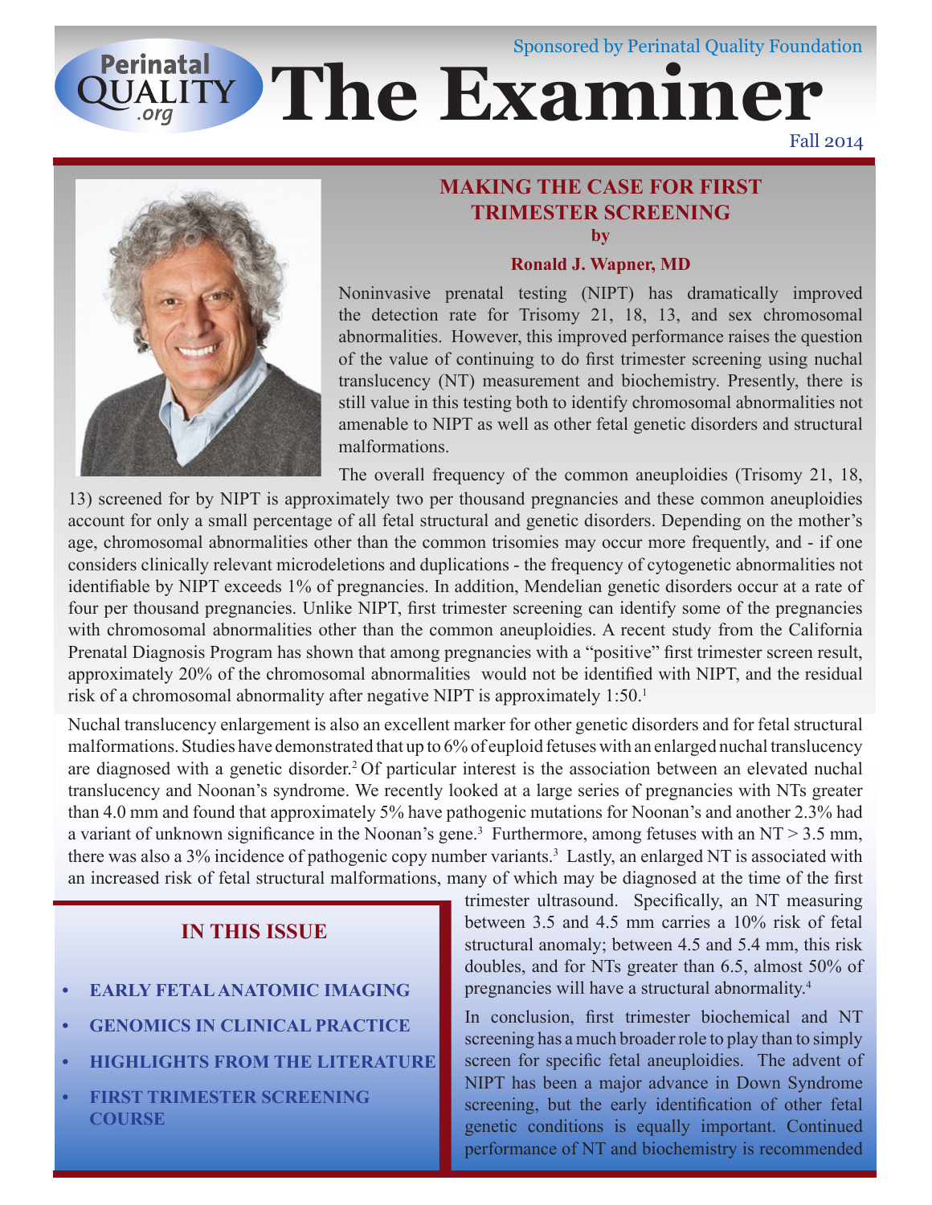# The Examiner

Sponsored by Perinatal Quality Foundation

Fall 2014

## MAKING THE CASE FOR FIRST TRIMESTER SCREENING

**by**

**Ronald J. Wapner, MD**

Noninvasive prenatal testing (NIPT) has dramatically improved the detection rate for Trisomy 21, 18, 13, and sex chromosomal abnormalities. However, this improved performance raises the question of the value of continuing to do first trimester screening using nuchal translucency (NT) measurement and biochemistry. Presently, there is still value in this testing both to identify chromosomal abnormalities not amenable to NIPT as well as other fetal genetic disorders and structural malformations.

The overall frequency of the common aneuploidies (Trisomy 21, 18, 13) screened for by NIPT is approximately two per thousand pregnancies and these common aneuploidies account for only a small percentage of all fetal structural and genetic disorders. Depending on the mother's age, chromosomal abnormalities other than the common trisomies may occur more frequently, and - if one considers clinically relevant microdeletions and duplications - the frequency of cytogenetic abnormalities not identifiable by NIPT exceeds 1% of pregnancies. In addition, Mendelian genetic disorders occur at a rate of four per thousand pregnancies. Unlike NIPT, first trimester screening can identify some of the pregnancies with chromosomal abnormalities other than the common aneuploidies. A recent study from the California Prenatal Diagnosis Program has shown that among pregnancies with a "positive" first trimester screen result, approximately 20% of the chromosomal abnormalities would not be identified with NIPT, and the residual risk of a chromosomal abnormality after negative NIPT is approximately 1:50.[1]

Nuchal translucency enlargement is also an excellent marker for other genetic disorders and for fetal structural malformations. Studies have demonstrated that up to 6% of euploid fetuses with an enlarged nuchal translucency are diagnosed with a genetic disorder.[2] Of particular interest is the association between an elevated nuchal translucency and Noonan's syndrome. We recently looked at a large series of pregnancies with NTs greater than 4.0 mm and found that approximately 5% have pathogenic mutations for Noonan's and another 2.3% had a variant of unknown significance in the Noonan's gene.[3] Furthermore, among fetuses with an NT > 3.5 mm, there was also a 3% incidence of pathogenic copy number variants.[3] Lastly, an enlarged NT is associated with an increased risk of fetal structural malformations, many of which may be diagnosed at the time of the first trimester ultrasound. Specifically, an NT measuring between 3.5 and 4.5 mm carries a 10% risk of fetal structural anomaly; between 4.5 and 5.4 mm, this risk doubles, and for NTs greater than 6.5, almost 50% of pregnancies will have a structural abnormality.[4]

In conclusion, first trimester biochemical and NT screening has a much broader role to play than to simply screen for specific fetal aneuploidies. The advent of NIPT has been a major advance in Down Syndrome screening, but the early identification of other fetal genetic conditions is equally important. Continued performance of NT and biochemistry is recommended

### IN THIS ISSUE

- **EARLY FETAL ANATOMIC IMAGING**
- **GENOMICS IN CLINICAL PRACTICE**
- **HIGHLIGHTS FROM THE LITERATURE**
- **FIRST TRIMESTER SCREENING COURSE**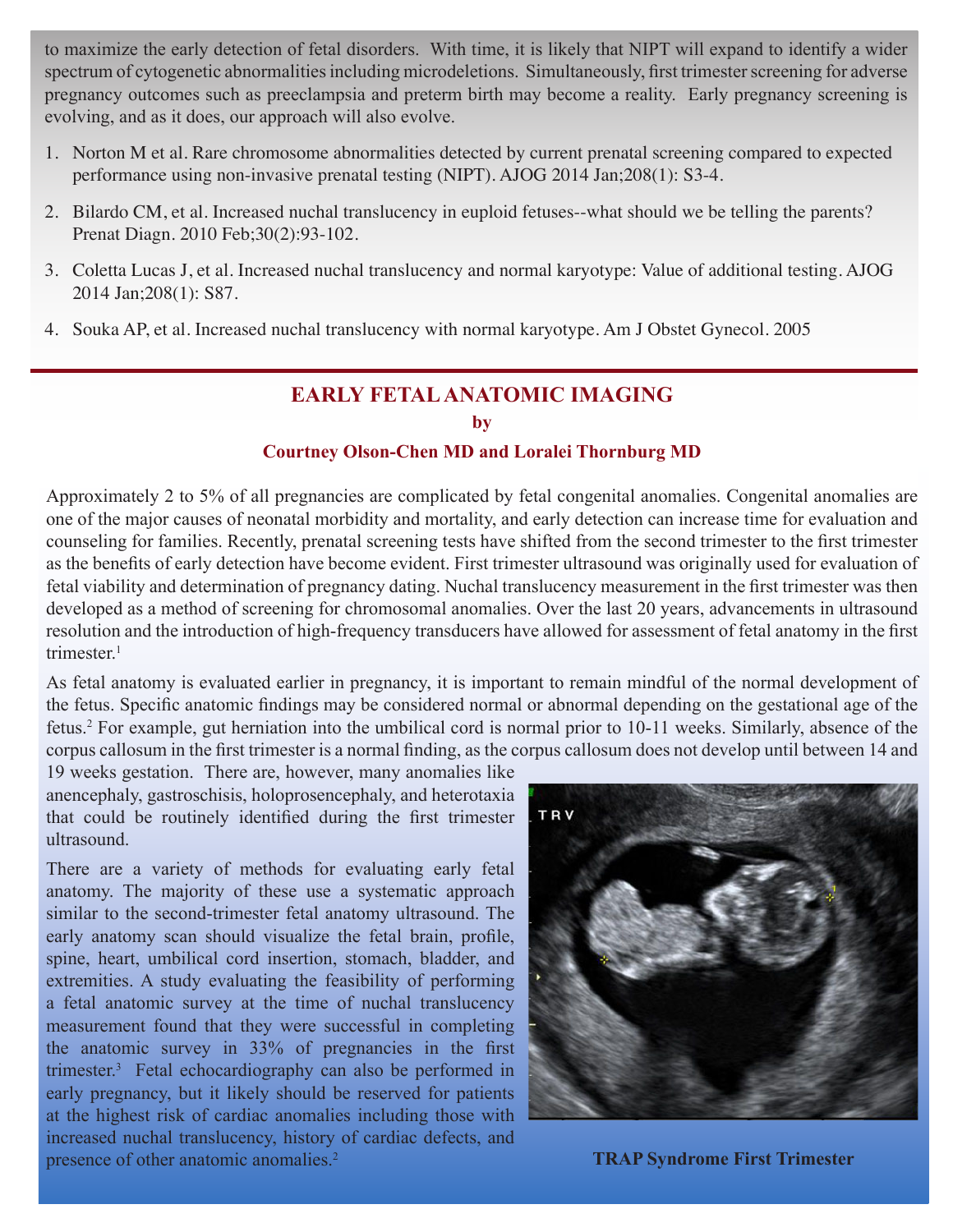to maximize the early detection of fetal disorders. With time, it is likely that NIPT will expand to identify a wider spectrum of cytogenetic abnormalities including microdeletions. Simultaneously, first trimester screening for adverse pregnancy outcomes such as preeclampsia and preterm birth may become a reality. Early pregnancy screening is evolving, and as it does, our approach will also evolve.

1. Norton M et al. Rare chromosome abnormalities detected by current prenatal screening compared to expected performance using non-invasive prenatal testing (NIPT). AJOG 2014 Jan;208(1): S3-4.
2. Bilardo CM, et al. Increased nuchal translucency in euploid fetuses--what should we be telling the parents? Prenat Diagn. 2010 Feb;30(2):93-102.
3. Coletta Lucas J, et al. Increased nuchal translucency and normal karyotype: Value of additional testing. AJOG 2014 Jan;208(1): S87.
4. Souka AP, et al. Increased nuchal translucency with normal karyotype. Am J Obstet Gynecol. 2005

## EARLY FETAL ANATOMIC IMAGING

**by**

**Courtney Olson-Chen MD and Loralei Thornburg MD**

Approximately 2 to 5% of all pregnancies are complicated by fetal congenital anomalies. Congenital anomalies are one of the major causes of neonatal morbidity and mortality, and early detection can increase time for evaluation and counseling for families. Recently, prenatal screening tests have shifted from the second trimester to the first trimester as the benefits of early detection have become evident. First trimester ultrasound was originally used for evaluation of fetal viability and determination of pregnancy dating. Nuchal translucency measurement in the first trimester was then developed as a method of screening for chromosomal anomalies. Over the last 20 years, advancements in ultrasound resolution and the introduction of high-frequency transducers have allowed for assessment of fetal anatomy in the first trimester.[1]

As fetal anatomy is evaluated earlier in pregnancy, it is important to remain mindful of the normal development of the fetus. Specific anatomic findings may be considered normal or abnormal depending on the gestational age of the fetus.[2] For example, gut herniation into the umbilical cord is normal prior to 10-11 weeks. Similarly, absence of the corpus callosum in the first trimester is a normal finding, as the corpus callosum does not develop until between 14 and 19 weeks gestation. There are, however, many anomalies like anencephaly, gastroschisis, holoprosencephaly, and heterotaxia that could be routinely identified during the first trimester ultrasound.

There are a variety of methods for evaluating early fetal anatomy. The majority of these use a systematic approach similar to the second-trimester fetal anatomy ultrasound. The early anatomy scan should visualize the fetal brain, profile, spine, heart, umbilical cord insertion, stomach, bladder, and extremities. A study evaluating the feasibility of performing a fetal anatomic survey at the time of nuchal translucency measurement found that they were successful in completing the anatomic survey in 33% of pregnancies in the first trimester.[3] Fetal echocardiography can also be performed in early pregnancy, but it likely should be reserved for patients at the highest risk of cardiac anomalies including those with increased nuchal translucency, history of cardiac defects, and presence of other anatomic anomalies.[2]

**TRAP Syndrome First Trimester**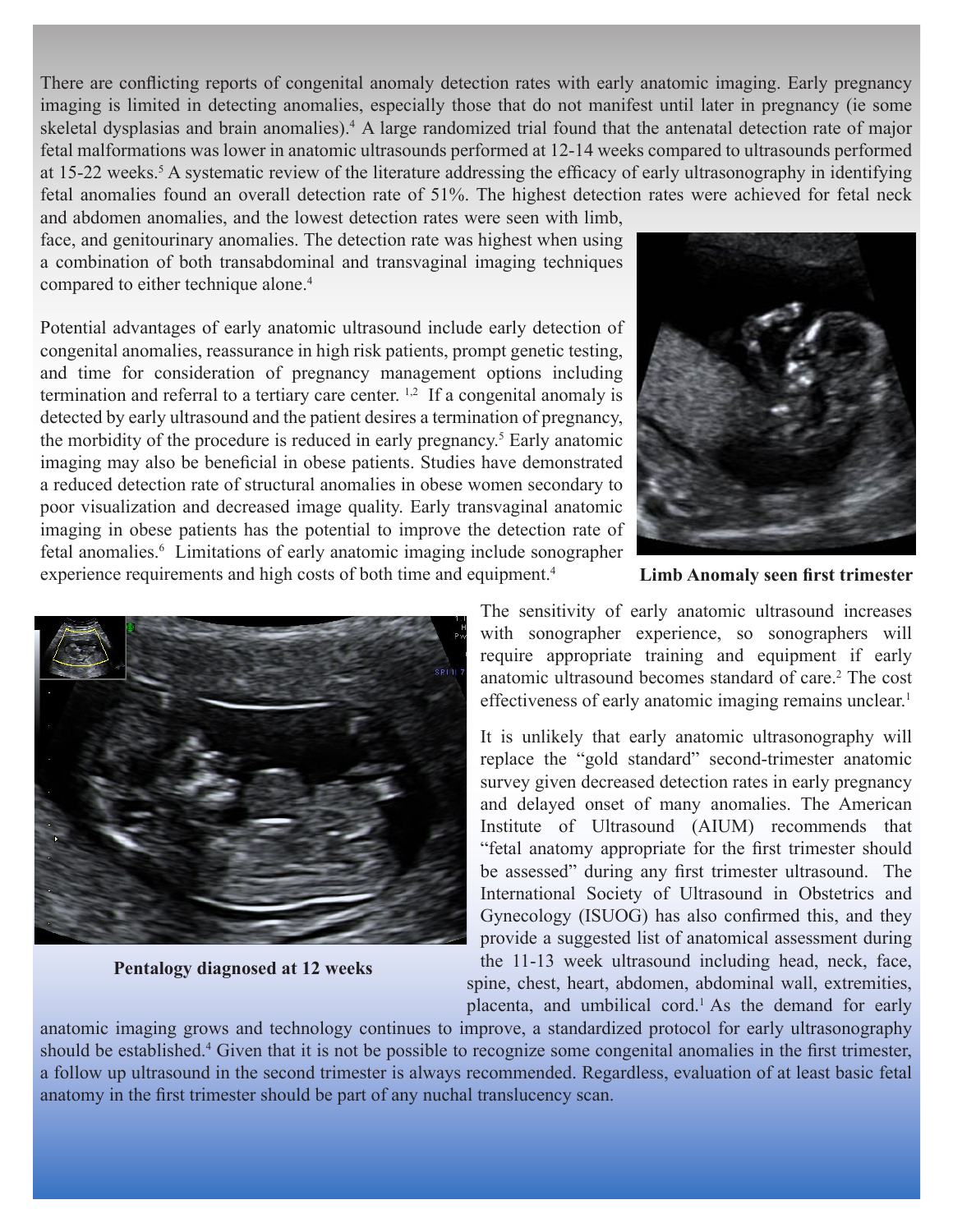There are conflicting reports of congenital anomaly detection rates with early anatomic imaging. Early pregnancy imaging is limited in detecting anomalies, especially those that do not manifest until later in pregnancy (ie some skeletal dysplasias and brain anomalies).[4] A large randomized trial found that the antenatal detection rate of major fetal malformations was lower in anatomic ultrasounds performed at 12-14 weeks compared to ultrasounds performed at 15-22 weeks.[5] A systematic review of the literature addressing the efficacy of early ultrasonography in identifying fetal anomalies found an overall detection rate of 51%. The highest detection rates were achieved for fetal neck and abdomen anomalies, and the lowest detection rates were seen with limb, face, and genitourinary anomalies. The detection rate was highest when using a combination of both transabdominal and transvaginal imaging techniques compared to either technique alone.[4]

Potential advantages of early anatomic ultrasound include early detection of congenital anomalies, reassurance in high risk patients, prompt genetic testing, and time for consideration of pregnancy management options including termination and referral to a tertiary care center.[1,2] If a congenital anomaly is detected by early ultrasound and the patient desires a termination of pregnancy, the morbidity of the procedure is reduced in early pregnancy.[5] Early anatomic imaging may also be beneficial in obese patients. Studies have demonstrated a reduced detection rate of structural anomalies in obese women secondary to poor visualization and decreased image quality. Early transvaginal anatomic imaging in obese patients has the potential to improve the detection rate of fetal anomalies.[6] Limitations of early anatomic imaging include sonographer experience requirements and high costs of both time and equipment.[4]

**Limb Anomaly seen first trimester**

**Pentalogy diagnosed at 12 weeks**

The sensitivity of early anatomic ultrasound increases with sonographer experience, so sonographers will require appropriate training and equipment if early anatomic ultrasound becomes standard of care.[2] The cost effectiveness of early anatomic imaging remains unclear.[1]

It is unlikely that early anatomic ultrasonography will replace the "gold standard" second-trimester anatomic survey given decreased detection rates in early pregnancy and delayed onset of many anomalies. The American Institute of Ultrasound (AIUM) recommends that "fetal anatomy appropriate for the first trimester should be assessed" during any first trimester ultrasound. The International Society of Ultrasound in Obstetrics and Gynecology (ISUOG) has also confirmed this, and they provide a suggested list of anatomical assessment during the 11-13 week ultrasound including head, neck, face, spine, chest, heart, abdomen, abdominal wall, extremities, placenta, and umbilical cord.[1] As the demand for early anatomic imaging grows and technology continues to improve, a standardized protocol for early ultrasonography should be established.[4] Given that it is not be possible to recognize some congenital anomalies in the first trimester, a follow up ultrasound in the second trimester is always recommended. Regardless, evaluation of at least basic fetal anatomy in the first trimester should be part of any nuchal translucency scan.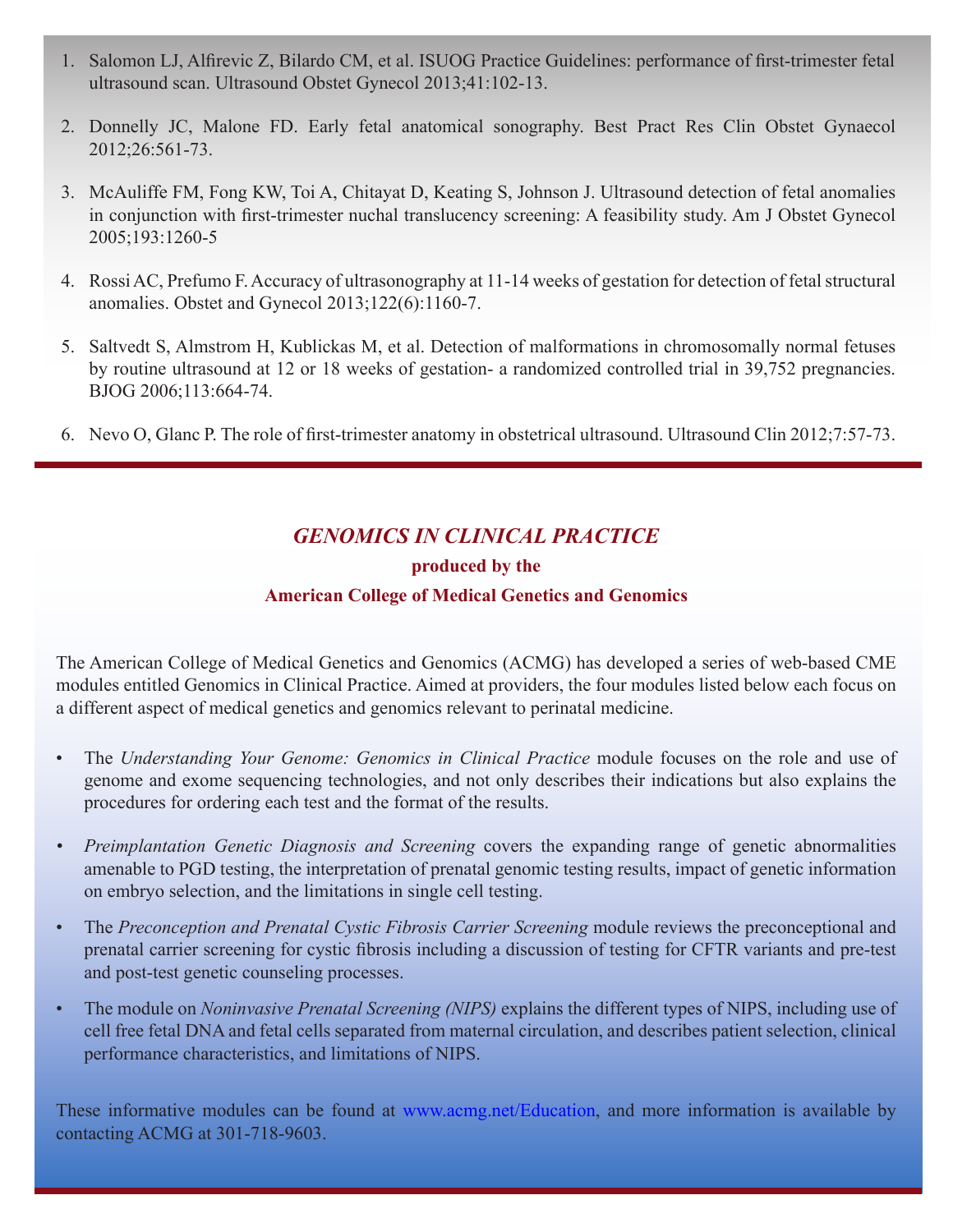1. Salomon LJ, Alfirevic Z, Bilardo CM, et al. ISUOG Practice Guidelines: performance of first-trimester fetal ultrasound scan. Ultrasound Obstet Gynecol 2013;41:102-13.

2. Donnelly JC, Malone FD. Early fetal anatomical sonography. Best Pract Res Clin Obstet Gynaecol 2012;26:561-73.

3. McAuliffe FM, Fong KW, Toi A, Chitayat D, Keating S, Johnson J. Ultrasound detection of fetal anomalies in conjunction with first-trimester nuchal translucency screening: A feasibility study. Am J Obstet Gynecol 2005;193:1260-5

4. Rossi AC, Prefumo F. Accuracy of ultrasonography at 11-14 weeks of gestation for detection of fetal structural anomalies. Obstet and Gynecol 2013;122(6):1160-7.

5. Saltvedt S, Almstrom H, Kublickas M, et al. Detection of malformations in chromosomally normal fetuses by routine ultrasound at 12 or 18 weeks of gestation- a randomized controlled trial in 39,752 pregnancies. BJOG 2006;113:664-74.

6. Nevo O, Glanc P. The role of first-trimester anatomy in obstetrical ultrasound. Ultrasound Clin 2012;7:57-73.

## *GENOMICS IN CLINICAL PRACTICE*

**produced by the**

**American College of Medical Genetics and Genomics**

The American College of Medical Genetics and Genomics (ACMG) has developed a series of web-based CME modules entitled Genomics in Clinical Practice. Aimed at providers, the four modules listed below each focus on a different aspect of medical genetics and genomics relevant to perinatal medicine.

- The *Understanding Your Genome: Genomics in Clinical Practice* module focuses on the role and use of genome and exome sequencing technologies, and not only describes their indications but also explains the procedures for ordering each test and the format of the results.
- *Preimplantation Genetic Diagnosis and Screening* covers the expanding range of genetic abnormalities amenable to PGD testing, the interpretation of prenatal genomic testing results, impact of genetic information on embryo selection, and the limitations in single cell testing.
- The *Preconception and Prenatal Cystic Fibrosis Carrier Screening* module reviews the preconceptional and prenatal carrier screening for cystic fibrosis including a discussion of testing for CFTR variants and pre-test and post-test genetic counseling processes.
- The module on *Noninvasive Prenatal Screening (NIPS)* explains the different types of NIPS, including use of cell free fetal DNA and fetal cells separated from maternal circulation, and describes patient selection, clinical performance characteristics, and limitations of NIPS.

These informative modules can be found at www.acmg.net/Education, and more information is available by contacting ACMG at 301-718-9603.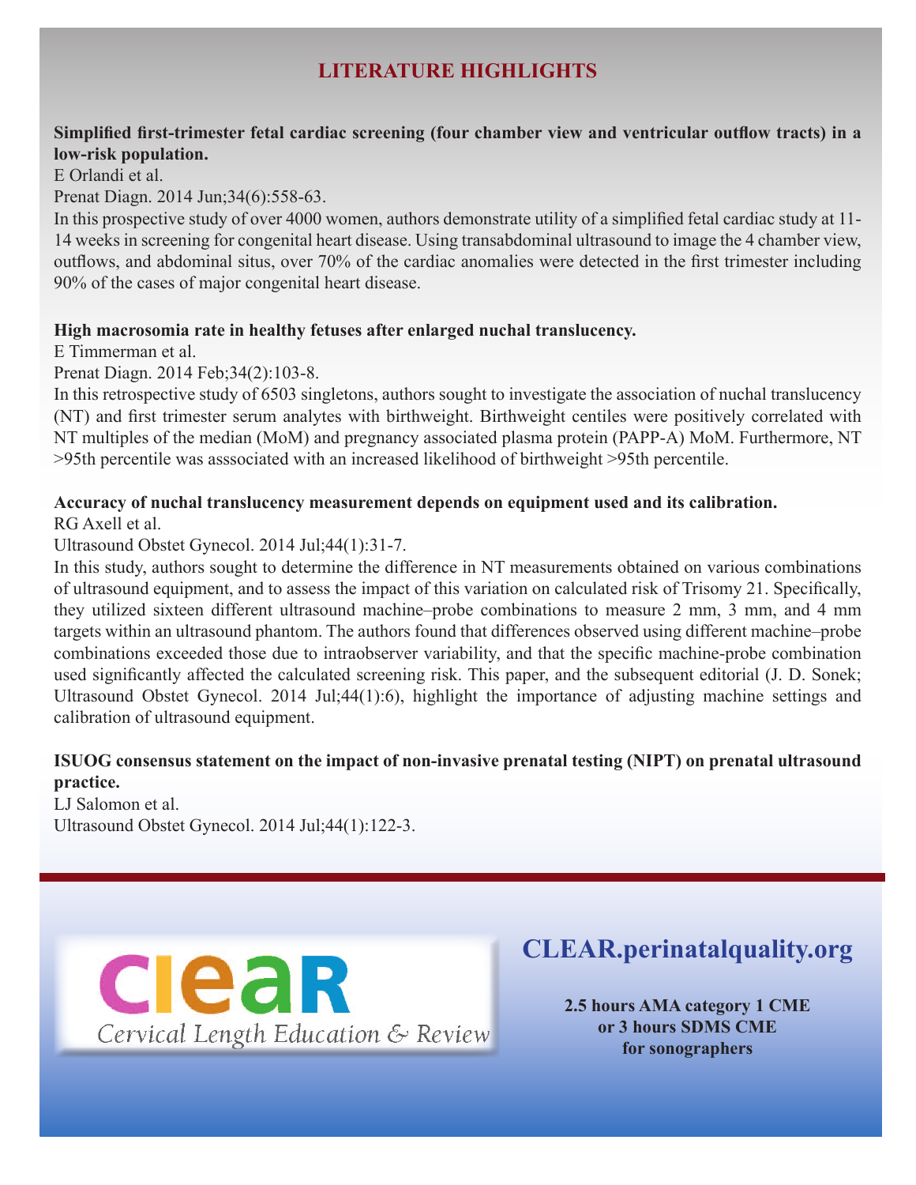## LITERATURE HIGHLIGHTS

**Simplified first-trimester fetal cardiac screening (four chamber view and ventricular outflow tracts) in a low-risk population.**

E Orlandi et al.

Prenat Diagn. 2014 Jun;34(6):558-63.

In this prospective study of over 4000 women, authors demonstrate utility of a simplified fetal cardiac study at 11-14 weeks in screening for congenital heart disease. Using transabdominal ultrasound to image the 4 chamber view, outflows, and abdominal situs, over 70% of the cardiac anomalies were detected in the first trimester including 90% of the cases of major congenital heart disease.

**High macrosomia rate in healthy fetuses after enlarged nuchal translucency.**

E Timmerman et al.

Prenat Diagn. 2014 Feb;34(2):103-8.

In this retrospective study of 6503 singletons, authors sought to investigate the association of nuchal translucency (NT) and first trimester serum analytes with birthweight. Birthweight centiles were positively correlated with NT multiples of the median (MoM) and pregnancy associated plasma protein (PAPP-A) MoM. Furthermore, NT >95th percentile was asssociated with an increased likelihood of birthweight >95th percentile.

**Accuracy of nuchal translucency measurement depends on equipment used and its calibration.**

RG Axell et al.

Ultrasound Obstet Gynecol. 2014 Jul;44(1):31-7.

In this study, authors sought to determine the difference in NT measurements obtained on various combinations of ultrasound equipment, and to assess the impact of this variation on calculated risk of Trisomy 21. Specifically, they utilized sixteen different ultrasound machine–probe combinations to measure 2 mm, 3 mm, and 4 mm targets within an ultrasound phantom. The authors found that differences observed using different machine–probe combinations exceeded those due to intraobserver variability, and that the specific machine-probe combination used significantly affected the calculated screening risk. This paper, and the subsequent editorial (J. D. Sonek; Ultrasound Obstet Gynecol. 2014 Jul;44(1):6), highlight the importance of adjusting machine settings and calibration of ultrasound equipment.

**ISUOG consensus statement on the impact of non-invasive prenatal testing (NIPT) on prenatal ultrasound practice.**

LJ Salomon et al.

Ultrasound Obstet Gynecol. 2014 Jul;44(1):122-3.

---

clear

Cervical Length Education & Review

**CLEAR.perinatalquality.org**

**2.5 hours AMA category 1 CME**
**or 3 hours SDMS CME**
**for sonographers**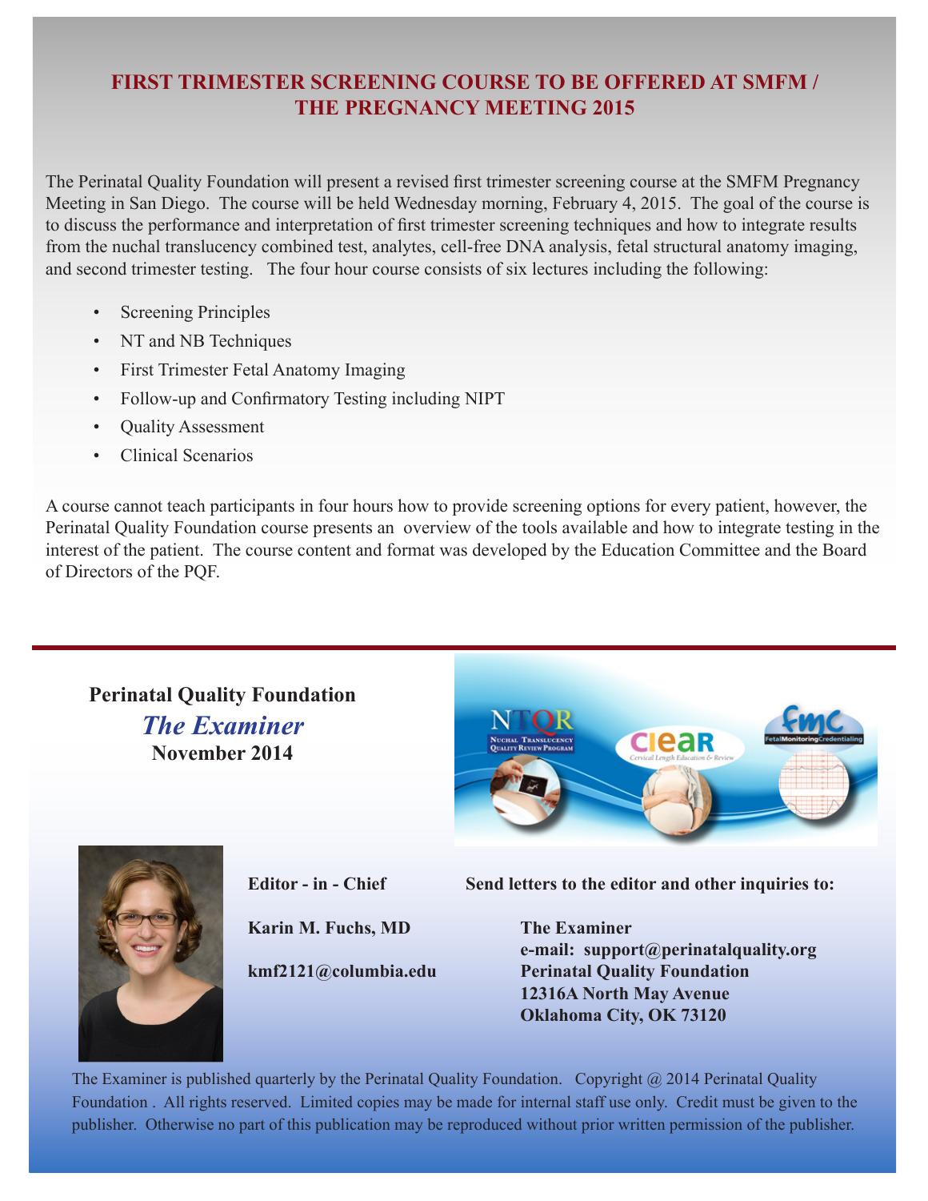## FIRST TRIMESTER SCREENING COURSE TO BE OFFERED AT SMFM / THE PREGNANCY MEETING 2015

The Perinatal Quality Foundation will present a revised first trimester screening course at the SMFM Pregnancy Meeting in San Diego. The course will be held Wednesday morning, February 4, 2015. The goal of the course is to discuss the performance and interpretation of first trimester screening techniques and how to integrate results from the nuchal translucency combined test, analytes, cell-free DNA analysis, fetal structural anatomy imaging, and second trimester testing. The four hour course consists of six lectures including the following:

- Screening Principles
- NT and NB Techniques
- First Trimester Fetal Anatomy Imaging
- Follow-up and Confirmatory Testing including NIPT
- Quality Assessment
- Clinical Scenarios

A course cannot teach participants in four hours how to provide screening options for every patient, however, the Perinatal Quality Foundation course presents an overview of the tools available and how to integrate testing in the interest of the patient. The course content and format was developed by the Education Committee and the Board of Directors of the PQF.

---

**Perinatal Quality Foundation**

***The Examiner***

**November 2014**

NTQR Nuchal Translucency Quality Review Program

clear Cervical Length Education & Review

fmc FetalMonitoringCredentialing

**Editor - in - Chief**

**Karin M. Fuchs, MD**

**kmf2121@columbia.edu**

**Send letters to the editor and other inquiries to:**

**The Examiner**
**e-mail: support@perinatalquality.org**
**Perinatal Quality Foundation**
**12316A North May Avenue**
**Oklahoma City, OK 73120**

The Examiner is published quarterly by the Perinatal Quality Foundation. Copyright @ 2014 Perinatal Quality Foundation . All rights reserved. Limited copies may be made for internal staff use only. Credit must be given to the publisher. Otherwise no part of this publication may be reproduced without prior written permission of the publisher.